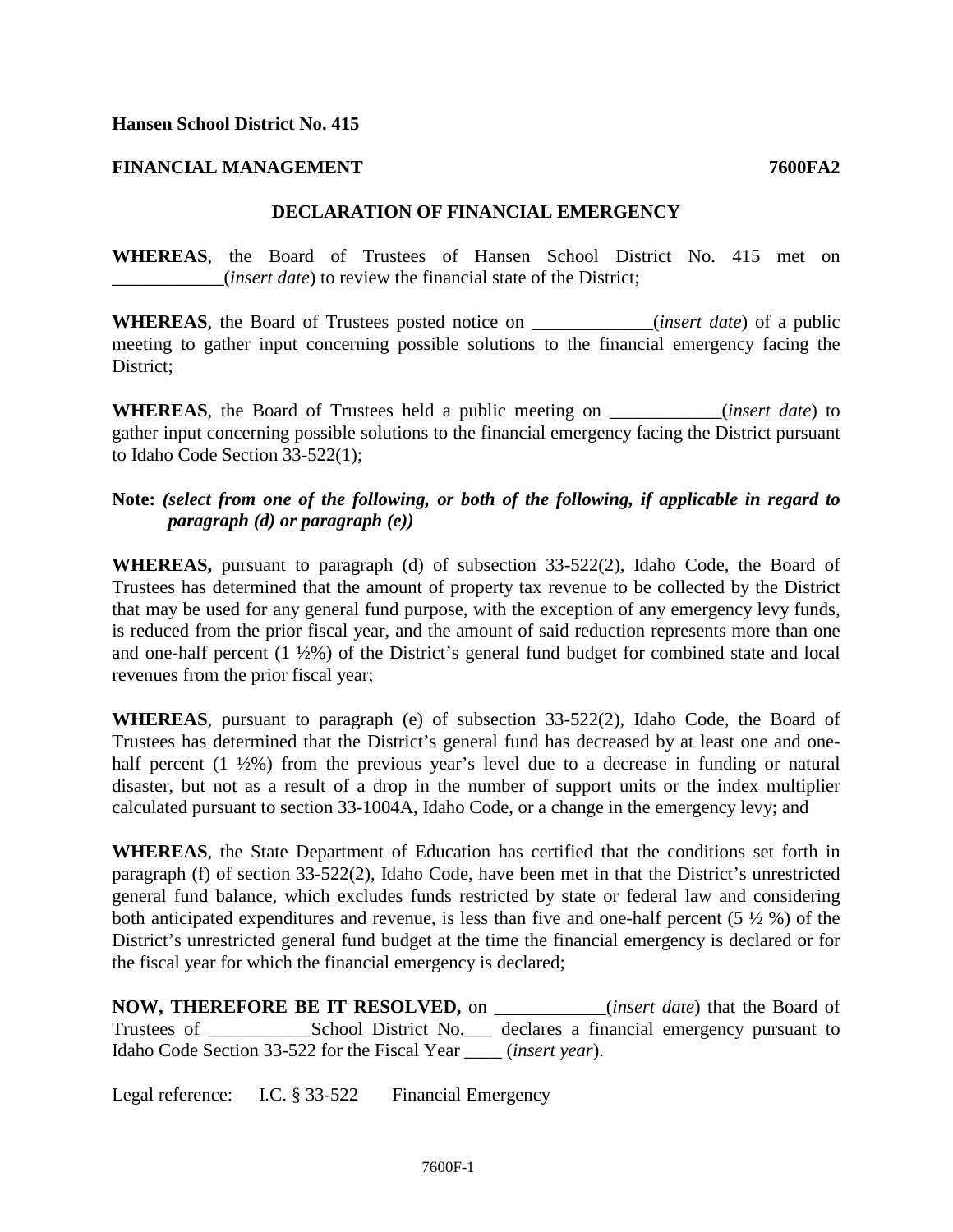**Hansen School District No. 415**

**FINANCIAL MANAGEMENT** **7600FA2**

## DECLARATION OF FINANCIAL EMERGENCY

**WHEREAS**, the Board of Trustees of Hansen School District No. 415 met on ____________(*insert date*) to review the financial state of the District;

**WHEREAS**, the Board of Trustees posted notice on _____________(*insert date*) of a public meeting to gather input concerning possible solutions to the financial emergency facing the District;

**WHEREAS**, the Board of Trustees held a public meeting on ____________(*insert date*) to gather input concerning possible solutions to the financial emergency facing the District pursuant to Idaho Code Section 33-522(1);

**Note:** ***(select from one of the following, or both of the following, if applicable in regard to paragraph (d) or paragraph (e))***

**WHEREAS,** pursuant to paragraph (d) of subsection 33-522(2), Idaho Code, the Board of Trustees has determined that the amount of property tax revenue to be collected by the District that may be used for any general fund purpose, with the exception of any emergency levy funds, is reduced from the prior fiscal year, and the amount of said reduction represents more than one and one-half percent (1 ½%) of the District's general fund budget for combined state and local revenues from the prior fiscal year;

**WHEREAS**, pursuant to paragraph (e) of subsection 33-522(2), Idaho Code, the Board of Trustees has determined that the District's general fund has decreased by at least one and one-half percent (1 ½%) from the previous year's level due to a decrease in funding or natural disaster, but not as a result of a drop in the number of support units or the index multiplier calculated pursuant to section 33-1004A, Idaho Code, or a change in the emergency levy; and

**WHEREAS**, the State Department of Education has certified that the conditions set forth in paragraph (f) of section 33-522(2), Idaho Code, have been met in that the District's unrestricted general fund balance, which excludes funds restricted by state or federal law and considering both anticipated expenditures and revenue, is less than five and one-half percent (5 ½ %) of the District's unrestricted general fund budget at the time the financial emergency is declared or for the fiscal year for which the financial emergency is declared;

**NOW, THEREFORE BE IT RESOLVED,** on ____________(*insert date*) that the Board of Trustees of ___________School District No.___ declares a financial emergency pursuant to Idaho Code Section 33-522 for the Fiscal Year ____ (*insert year*).

Legal reference: I.C. § 33-522 Financial Emergency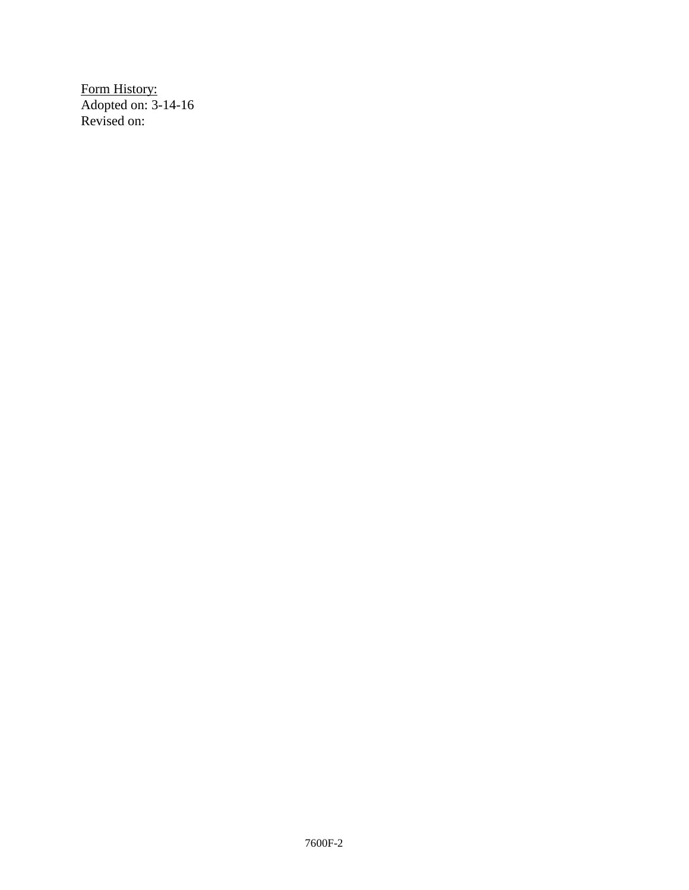Form History:
Adopted on: 3-14-16
Revised on: